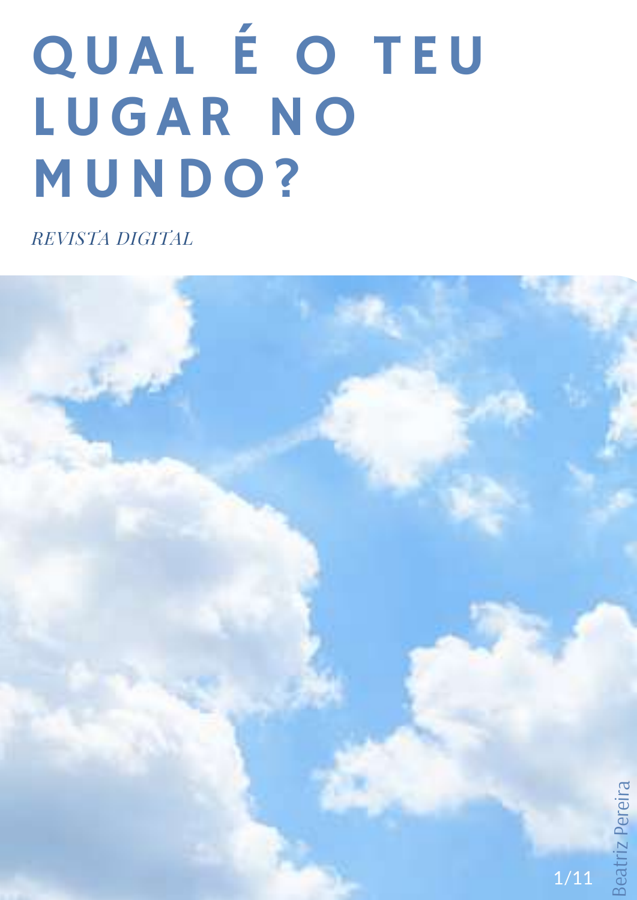# QUAL É O TEU LUGAR NO MUNDO?

*REVISTA DIGITAL*

Beatriz Pereira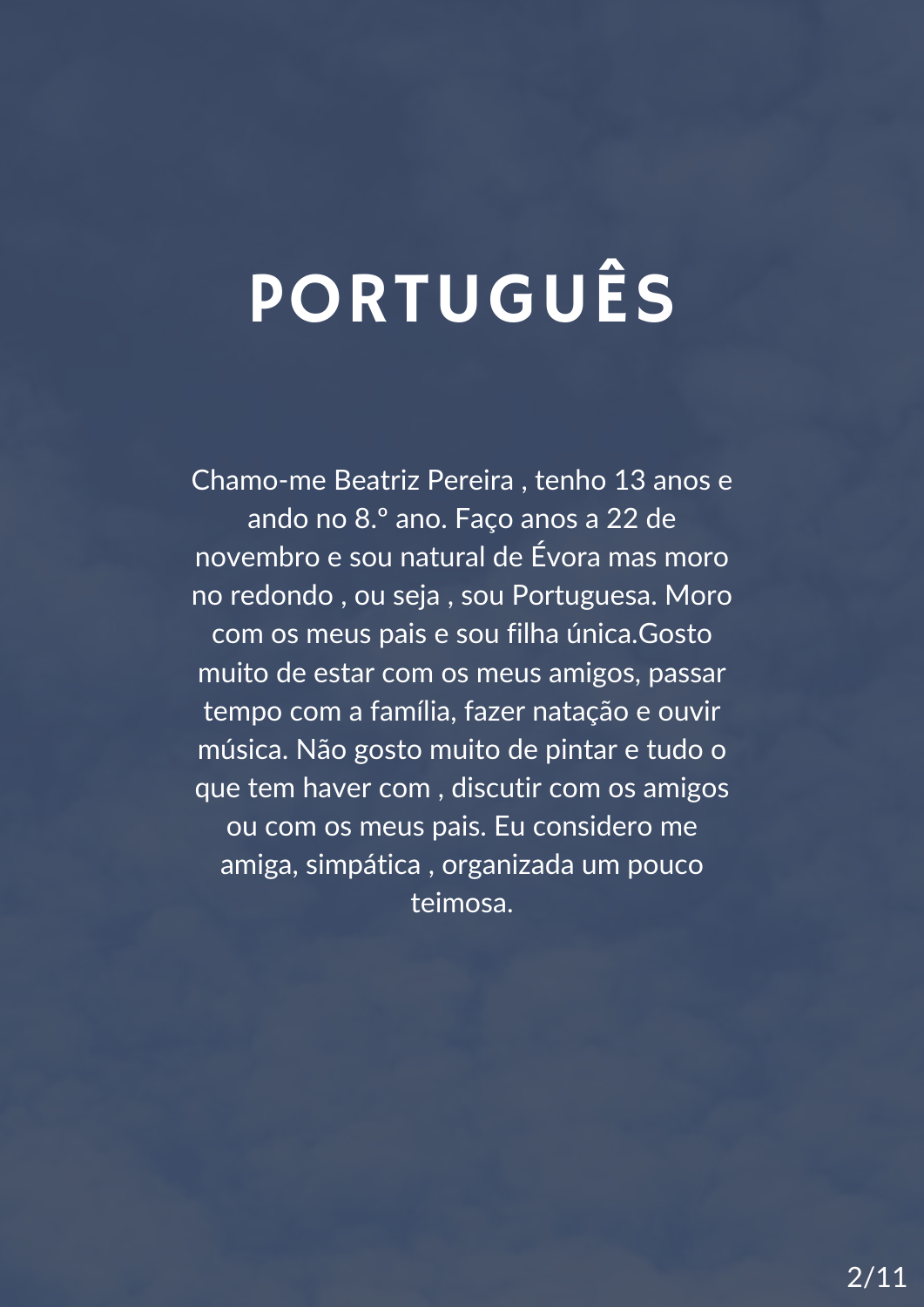# PORTUGUÊS

Chamo-me Beatriz Pereira , tenho 13 anos e ando no 8.º ano. Faço anos a 22 de novembro e sou natural de Évora mas moro no redondo , ou seja , sou Portuguesa. Moro com os meus pais e sou filha única.Gosto muito de estar com os meus amigos, passar tempo com a família, fazer natação e ouvir música. Não gosto muito de pintar e tudo o que tem haver com , discutir com os amigos ou com os meus pais. Eu considero me amiga, simpática , organizada um pouco teimosa.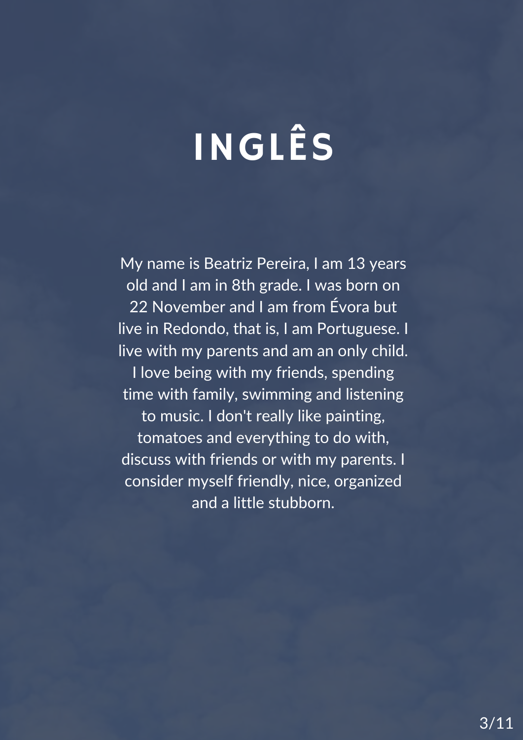# INGLÊS

My name is Beatriz Pereira, I am 13 years old and I am in 8th grade. I was born on 22 November and I am from Évora but live in Redondo, that is, I am Portuguese. I live with my parents and am an only child. I love being with my friends, spending time with family, swimming and listening to music. I don't really like painting, tomatoes and everything to do with, discuss with friends or with my parents. I consider myself friendly, nice, organized and a little stubborn.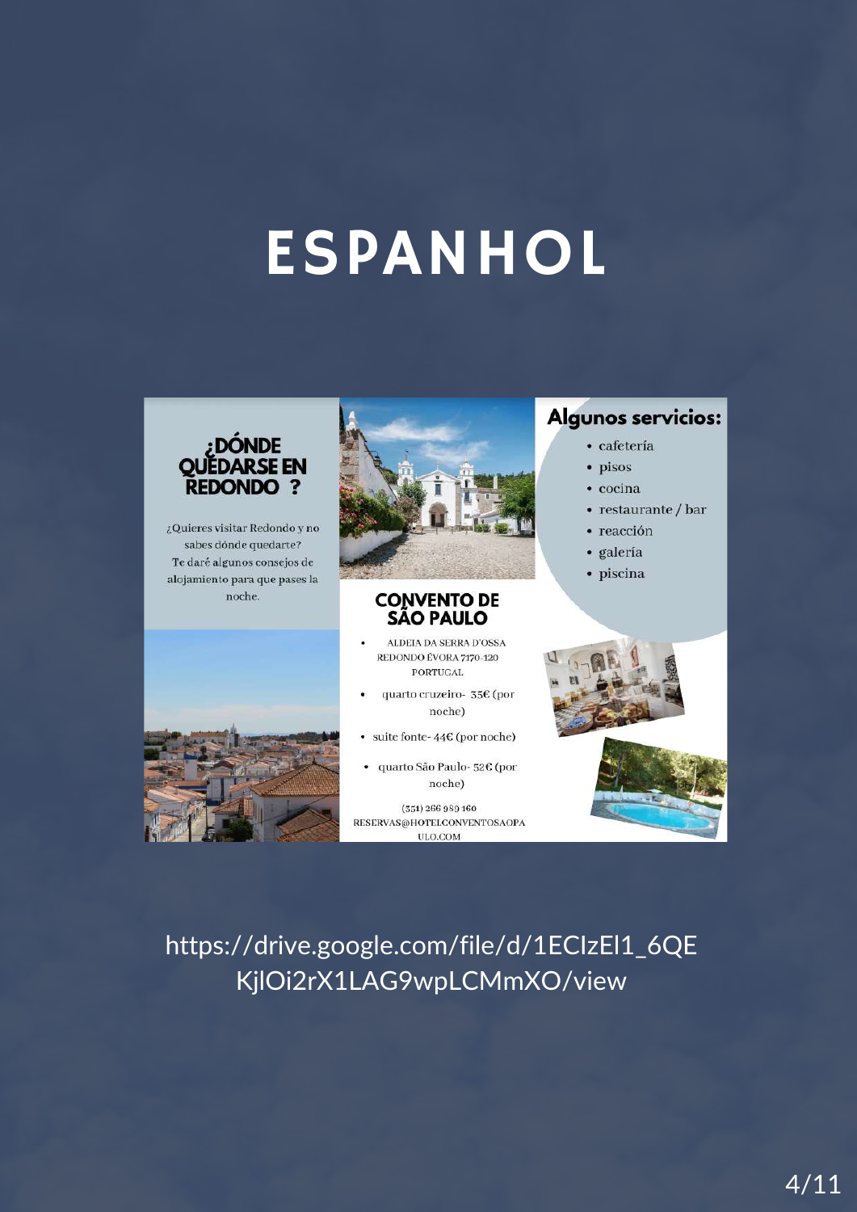# ESPANHOL

## ¿DÓNDE QUEDARSE EN REDONDO ?

¿Quieres visitar Redondo y no sabes dónde quedarte? Te daré algunos consejos de alojamiento para que pases la noche.

## CONVENTO DE SÃO PAULO

- ALDEIA DA SERRA D'OSSA REDONDO ÉVORA 7170-120 PORTUGAL
- quarto cruzeiro- 35€ (por noche)
- suite fonte- 44€ (por noche)
- quarto São Paulo- 52€ (por noche)

(351) 266 989 160
RESERVAS@HOTELCONVENTOSAOPAULO.COM

## Algunos servicios:

- cafetería
- pisos
- cocina
- restaurante / bar
- reacción
- galería
- piscina

https://drive.google.com/file/d/1ECIzEl1_6QEKjlOi2rX1LAG9wpLCMmXO/view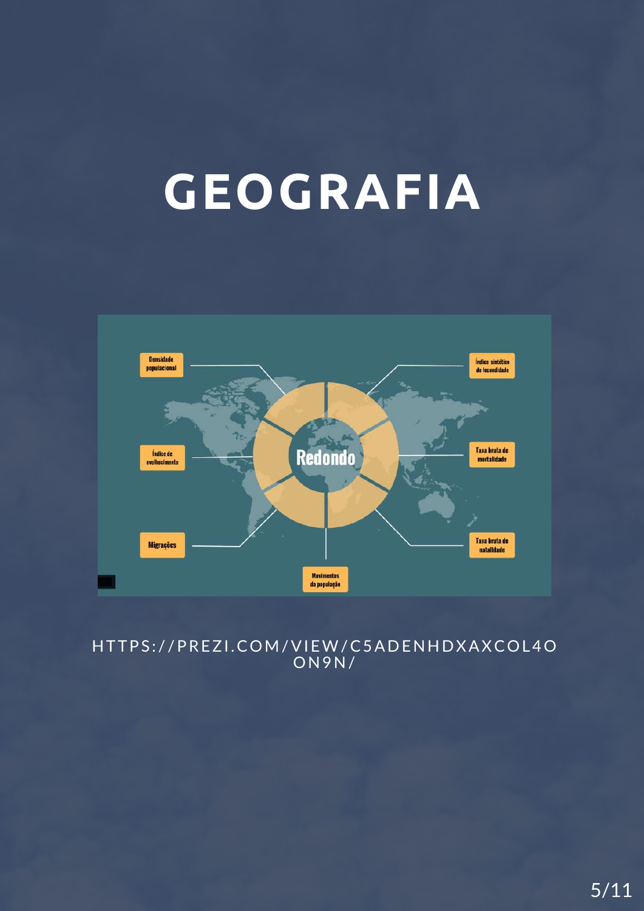# GEOGRAFIA

Densidade populacional

Índice sintético de fecundidade

Índice de envelhecimento

Redondo

Taxa bruta de mortalidade

Migrações

Taxa bruta de natalidade

Movimentos da população

HTTPS://PREZI.COM/VIEW/C5ADENHDXAXCOL4OON9N/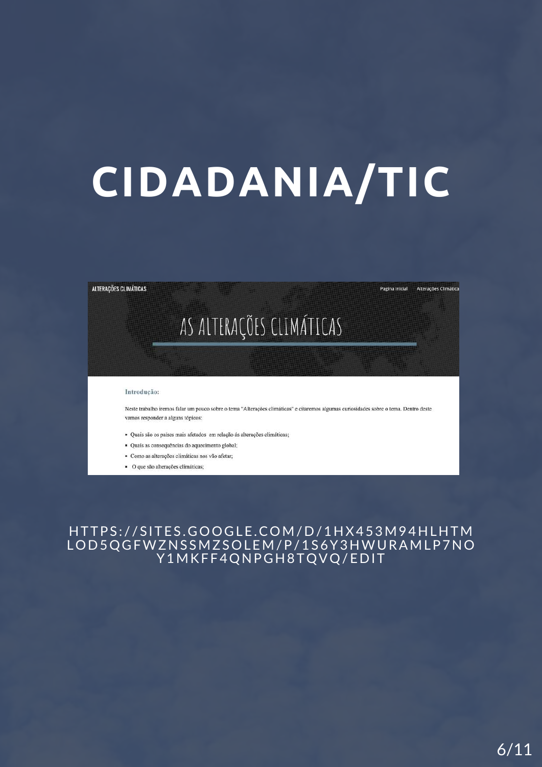# CIDADANIA/TIC

ALTERAÇÕES CLIMÁTICAS

Página inicial    Alterações Climática

## AS ALTERAÇÕES CLIMÁTICAS

**Introdução:**

Neste trabalho iremos falar um pouco sobre o tema "Alterações climáticas" e citaremos algumas curiosidades sobre o tema. Dentro deste vamos responder a alguns tópicos:

- Quais são os países mais afetados em relação às alterações climáticas;
- Quais as consequências do aquecimento global;
- Como as alterações climáticas nos vão afetar;
- O que são alterações climáticas;

HTTPS://SITES.GOOGLE.COM/D/1HX453M94HLHTMLOD5QGFWZNSSMZSOLEM/P/1S6Y3HWURAMLP7NOY1MKFF4QNPGH8TQVQ/EDIT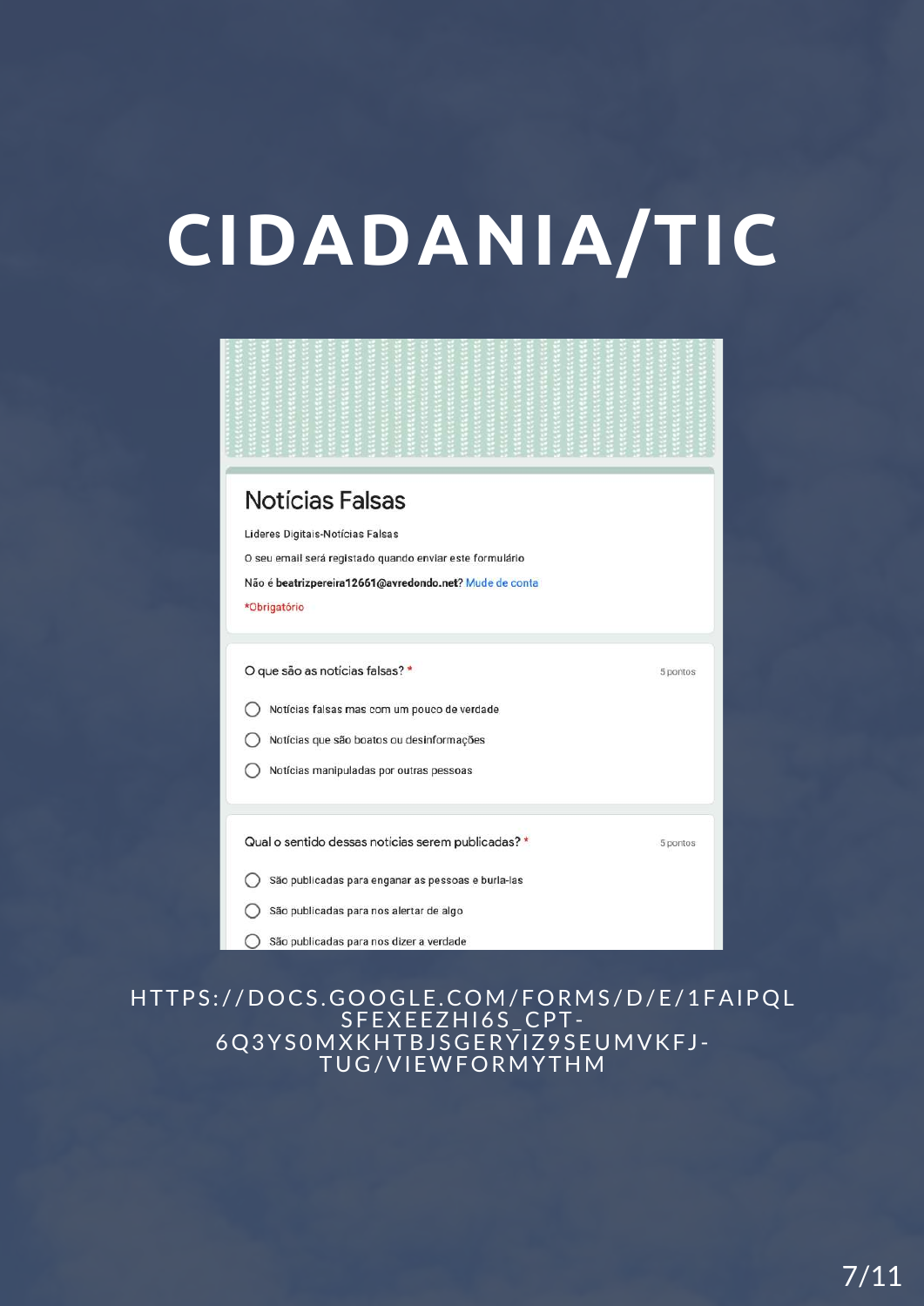# CIDADANIA/TIC

## Notícias Falsas

Lideres Digitais-Notícias Falsas

O seu email será registado quando enviar este formulário

Não é **beatrizpereira12661@avredondo.net**? Mude de conta

*Obrigatório

O que são as notícias falsas? * — 5 pontos

- Notícias falsas mas com um pouco de verdade
- Notícias que são boatos ou desinformações
- Notícias manipuladas por outras pessoas

Qual o sentido dessas notícias serem publicadas? * — 5 pontos

- São publicadas para enganar as pessoas e burla-las
- São publicadas para nos alertar de algo
- São publicadas para nos dizer a verdade

HTTPS://DOCS.GOOGLE.COM/FORMS/D/E/1FAIPQLSFEXEEZHI6S_CPT-6Q3YS0MXKHTBJSGERYIZ9SEUMVKFJ-TUG/VIEWFORMYTHM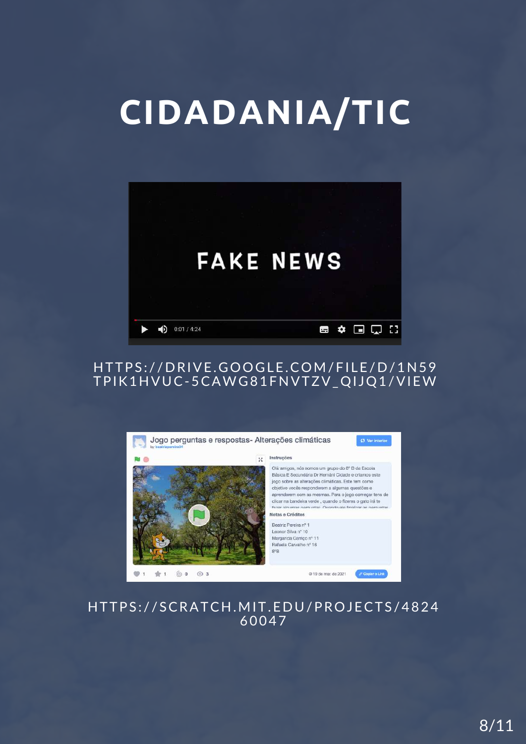# CIDADANIA/TIC

HTTPS://DRIVE.GOOGLE.COM/FILE/D/1N59TPIK1HVUC-5CAWG81FNVTZV_QIJQ1/VIEW

HTTPS://SCRATCH.MIT.EDU/PROJECTS/482460047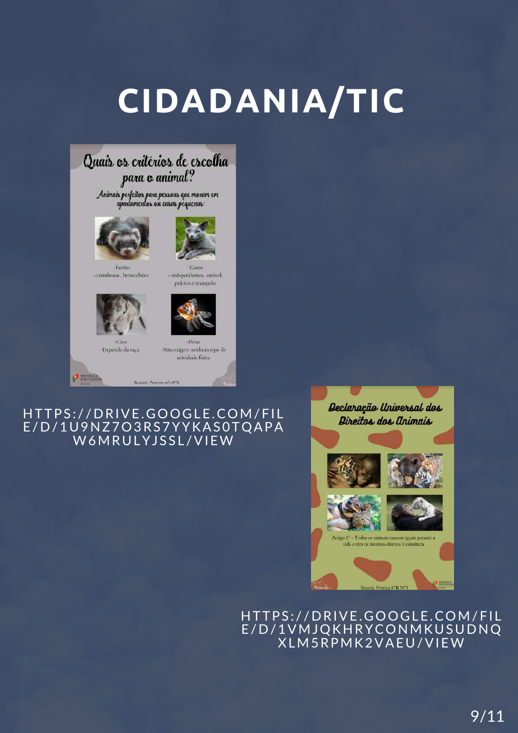# CIDADANIA/TIC

Quais os critérios de escolha para o animal?

Animais perfeitos para pessoas que moram em apartamentos ou casas pequenas:

-Furões
-carinhosos , brincalhões

-Gatos
- independentes, amável, prático e tranquilo

-Cães
-Depende da raça

-Peixe
-Não exigem nenhum tipo de atividade física

Beatriz Pereira nº1 8ºB

HTTPS://DRIVE.GOOGLE.COM/FILE/D/1U9NZ7O3RS7YYKAS0TQAPAW6MRULYJSSL/VIEW

Declaração Universal dos Direitos dos Animais

Artigo 1º - Todos os animais nascem iguais perante a vida e têm os mesmos direitos à existência

Beatriz Pereira 8ºB Nº1

HTTPS://DRIVE.GOOGLE.COM/FILE/D/1VMJQKHRYCONMKUSUDNQXLM5RPMK2VAEU/VIEW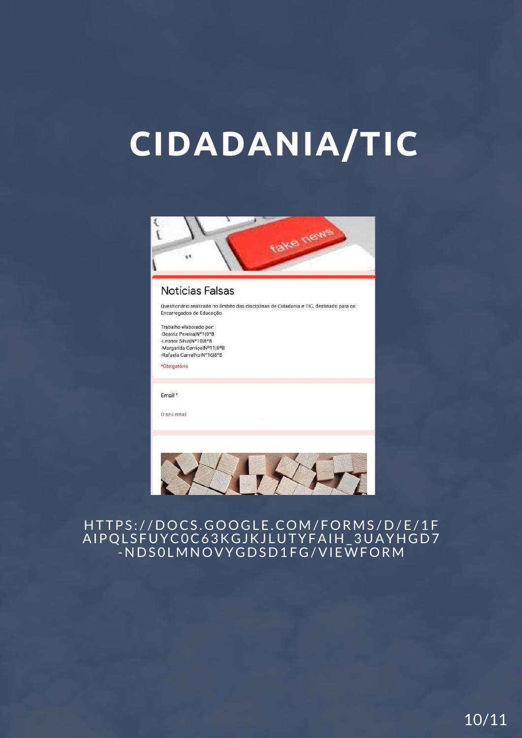# CIDADANIA/TIC

## Notícias Falsas

Questionário realizado no âmbito das disciplinas de Cidadania e TIC, destinado para os Encarregados de Educação.

Trabalho elaborado por:
-Beatriz Pereira|Nº1|8ºB
-Leonor Silva|Nº10|8ºB
-Margarida Carriço|Nº11|8ºB
-Rafaela Carvalho|Nº16|8ºB

*Obrigatório

Email *

O seu email

HTTPS://DOCS.GOOGLE.COM/FORMS/D/E/1FAIPQLSFUYC0C63KGJKJLUTYFAIH_3UAYHGD7-NDS0LMNOVYGDSD1FG/VIEWFORM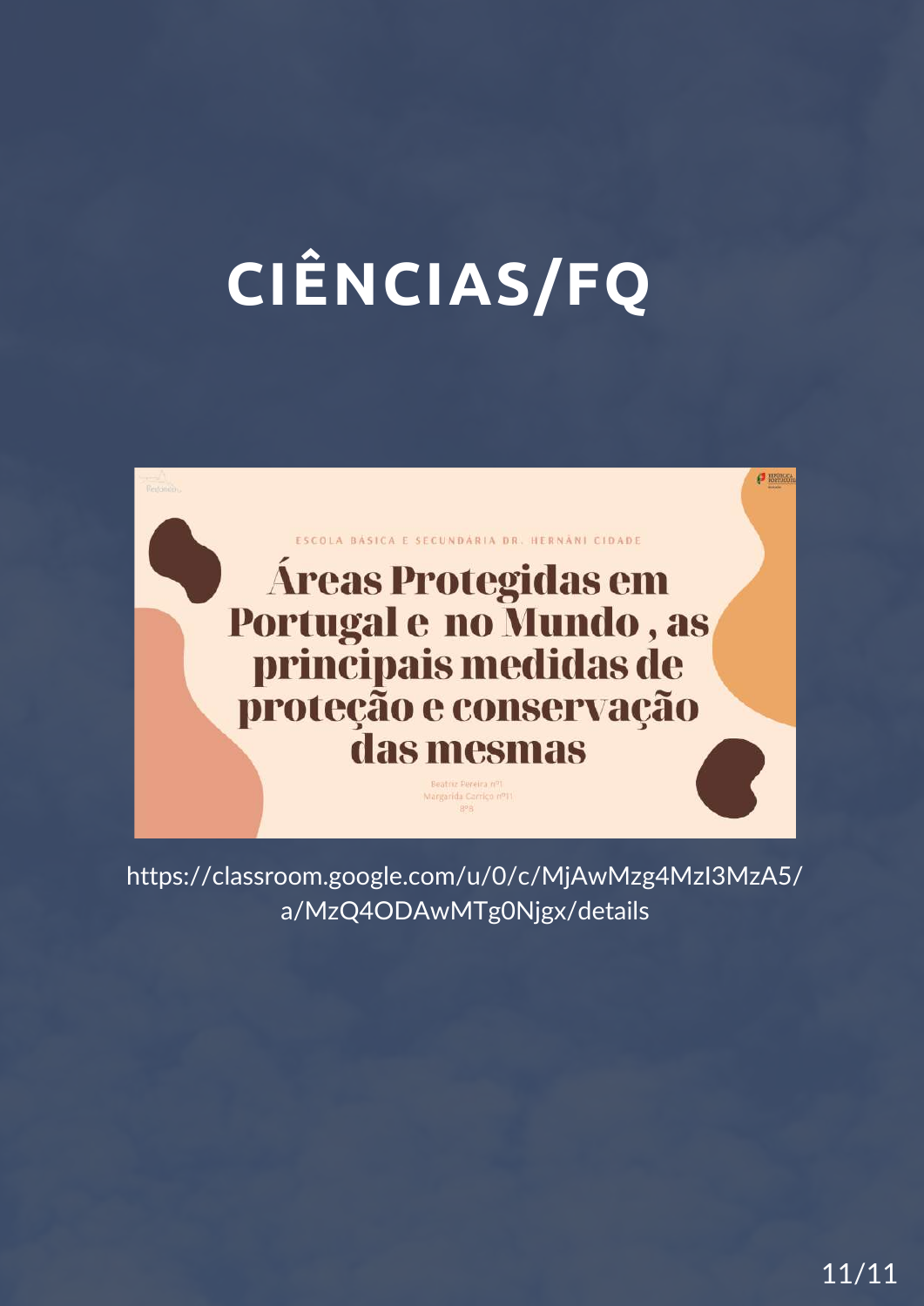# CIÊNCIAS/FQ

ESCOLA BÁSICA E SECUNDÁRIA DR. HERNÂNI CIDADE

## Áreas Protegidas em Portugal e no Mundo , as principais medidas de proteção e conservação das mesmas

Beatriz Ferreira nº1
Margarida Corriço nº11
8ºB

https://classroom.google.com/u/0/c/MjAwMzg4MzI3MzA5/a/MzQ4ODAwMTg0Njgx/details